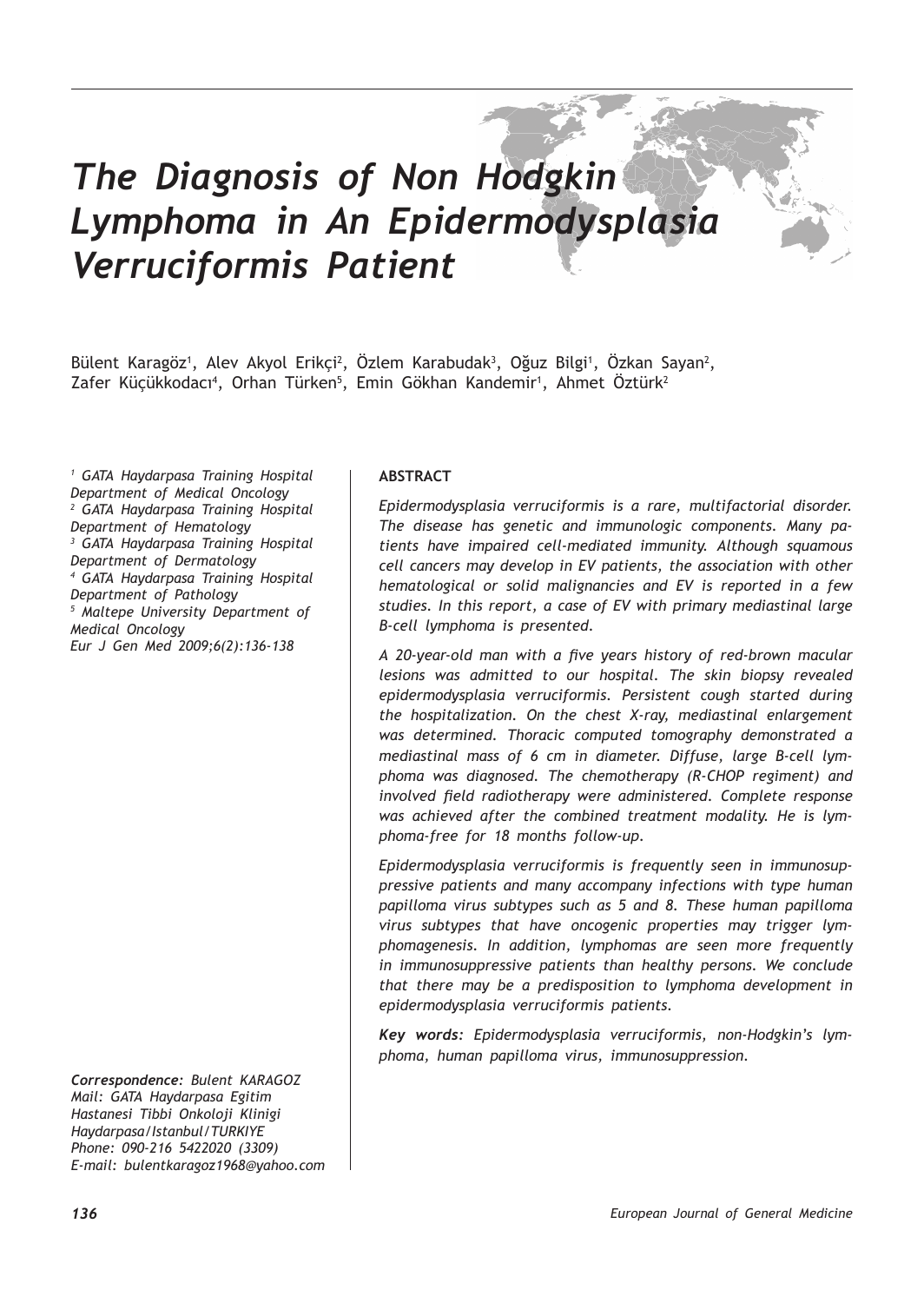# *The Diagnosis of Non Hodgkin Lymphoma in An Epidermodysplasia Verruciformis Patient*

Bülent Karagöz[1], Alev Akyol Erikçi[2], Özlem Karabudak[3], Oğuz Bilgi[1], Özkan Sayan[2], Zafer Küçükkodacı[4], Orhan Türken[5], Emin Gökhan Kandemir[1], Ahmet Öztürk[2]

*[1] GATA Haydarpasa Training Hospital Department of Medical Oncology*
*[2] GATA Haydarpasa Training Hospital Department of Hematology*
*[3] GATA Haydarpasa Training Hospital Department of Dermatology*
*[4] GATA Haydarpasa Training Hospital Department of Pathology*
*[5] Maltepe University Department of Medical Oncology*
*Eur J Gen Med 2009;6(2):136-138*

**ABSTRACT**

*Epidermodysplasia verruciformis is a rare, multifactorial disorder. The disease has genetic and immunologic components. Many patients have impaired cell-mediated immunity. Although squamous cell cancers may develop in EV patients, the association with other hematological or solid malignancies and EV is reported in a few studies. In this report, a case of EV with primary mediastinal large B-cell lymphoma is presented.*

*A 20-year-old man with a five years history of red-brown macular lesions was admitted to our hospital. The skin biopsy revealed epidermodysplasia verruciformis. Persistent cough started during the hospitalization. On the chest X-ray, mediastinal enlargement was determined. Thoracic computed tomography demonstrated a mediastinal mass of 6 cm in diameter. Diffuse, large B-cell lymphoma was diagnosed. The chemotherapy (R-CHOP regiment) and involved field radiotherapy were administered. Complete response was achieved after the combined treatment modality. He is lymphoma-free for 18 months follow-up.*

*Epidermodysplasia verruciformis is frequently seen in immunosuppressive patients and many accompany infections with type human papilloma virus subtypes such as 5 and 8. These human papilloma virus subtypes that have oncogenic properties may trigger lymphomagenesis. In addition, lymphomas are seen more frequently in immunosuppressive patients than healthy persons. We conclude that there may be a predisposition to lymphoma development in epidermodysplasia verruciformis patients.*

***Key words:*** *Epidermodysplasia verruciformis, non-Hodgkin's lymphoma, human papilloma virus, immunosuppression.*

***Correspondence:*** *Bulent KARAGOZ*
*Mail: GATA Haydarpasa Egitim Hastanesi Tibbi Onkoloji Klinigi Haydarpasa/Istanbul/TURKIYE*
*Phone: 090-216 5422020 (3309)*
*E-mail: bulentkaragoz1968@yahoo.com*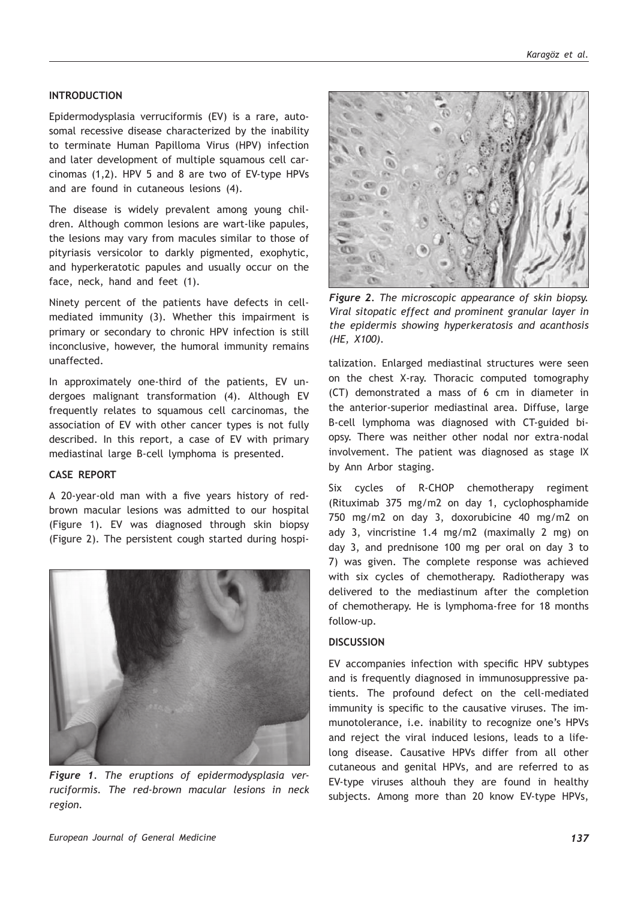## INTRODUCTION

Epidermodysplasia verruciformis (EV) is a rare, autosomal recessive disease characterized by the inability to terminate Human Papilloma Virus (HPV) infection and later development of multiple squamous cell carcinomas (1,2). HPV 5 and 8 are two of EV-type HPVs and are found in cutaneous lesions (4).

The disease is widely prevalent among young children. Although common lesions are wart-like papules, the lesions may vary from macules similar to those of pityriasis versicolor to darkly pigmented, exophytic, and hyperkeratotic papules and usually occur on the face, neck, hand and feet (1).

Ninety percent of the patients have defects in cell-mediated immunity (3). Whether this impairment is primary or secondary to chronic HPV infection is still inconclusive, however, the humoral immunity remains unaffected.

In approximately one-third of the patients, EV undergoes malignant transformation (4). Although EV frequently relates to squamous cell carcinomas, the association of EV with other cancer types is not fully described. In this report, a case of EV with primary mediastinal large B-cell lymphoma is presented.

## CASE REPORT

A 20-year-old man with a five years history of red-brown macular lesions was admitted to our hospital (Figure 1). EV was diagnosed through skin biopsy (Figure 2). The persistent cough started during hospitalization. Enlarged mediastinal structures were seen on the chest X-ray. Thoracic computed tomography (CT) demonstrated a mass of 6 cm in diameter in the anterior-superior mediastinal area. Diffuse, large B-cell lymphoma was diagnosed with CT-guided biopsy. There was neither other nodal nor extra-nodal involvement. The patient was diagnosed as stage IX by Ann Arbor staging.

***Figure 1****. The eruptions of epidermodysplasia verruciformis. The red-brown macular lesions in neck region.*

***Figure 2****. The microscopic appearance of skin biopsy. Viral sitopatic effect and prominent granular layer in the epidermis showing hyperkeratosis and acanthosis (HE, X100).*

Six cycles of R-CHOP chemotherapy regiment (Rituximab 375 mg/m2 on day 1, cyclophosphamide 750 mg/m2 on day 3, doxorubicine 40 mg/m2 on ady 3, vincristine 1.4 mg/m2 (maximally 2 mg) on day 3, and prednisone 100 mg per oral on day 3 to 7) was given. The complete response was achieved with six cycles of chemotherapy. Radiotherapy was delivered to the mediastinum after the completion of chemotherapy. He is lymphoma-free for 18 months follow-up.

## DISCUSSION

EV accompanies infection with specific HPV subtypes and is frequently diagnosed in immunosuppressive patients. The profound defect on the cell-mediated immunity is specific to the causative viruses. The immunotolerance, i.e. inability to recognize one's HPVs and reject the viral induced lesions, leads to a lifelong disease. Causative HPVs differ from all other cutaneous and genital HPVs, and are referred to as EV-type viruses althouh they are found in healthy subjects. Among more than 20 know EV-type HPVs,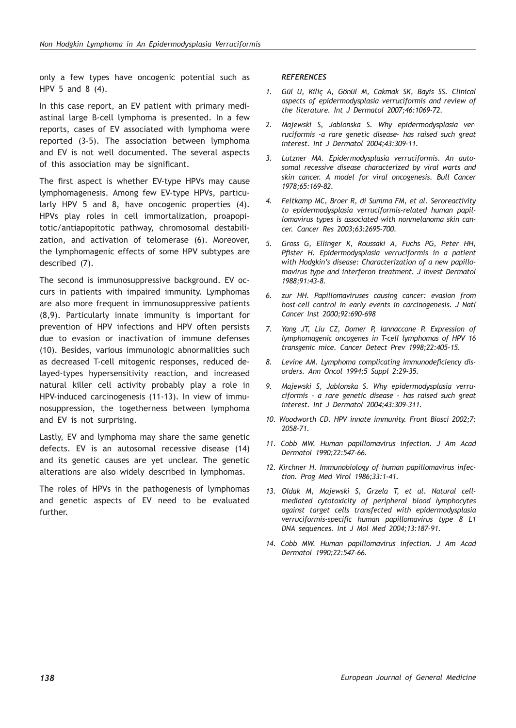only a few types have oncogenic potential such as HPV 5 and 8 (4).

In this case report, an EV patient with primary mediastinal large B-cell lymphoma is presented. In a few reports, cases of EV associated with lymphoma were reported (3-5). The association between lymphoma and EV is not well documented. The several aspects of this association may be significant.

The first aspect is whether EV-type HPVs may cause lymphomagenesis. Among few EV-type HPVs, particularly HPV 5 and 8, have oncogenic properties (4). HPVs play roles in cell immortalization, proapopitotic/antiapopitotic pathway, chromosomal destabilization, and activation of telomerase (6). Moreover, the lymphomagenic effects of some HPV subtypes are described (7).

The second is immunosuppressive background. EV occurs in patients with impaired immunity. Lymphomas are also more frequent in immunosuppressive patients (8,9). Particularly innate immunity is important for prevention of HPV infections and HPV often persists due to evasion or inactivation of immune defenses (10). Besides, various immunologic abnormalities such as decreased T-cell mitogenic responses, reduced delayed-types hypersensitivity reaction, and increased natural killer cell activity probably play a role in HPV-induced carcinogenesis (11-13). In view of immunosuppression, the togetherness between lymphoma and EV is not surprising.

Lastly, EV and lymphoma may share the same genetic defects. EV is an autosomal recessive disease (14) and its genetic causes are yet unclear. The genetic alterations are also widely described in lymphomas.

The roles of HPVs in the pathogenesis of lymphomas and genetic aspects of EV need to be evaluated further.

***REFERENCES***

1. *Gül U, Kiliç A, Gönül M, Cakmak SK, Bayis SS. Clinical aspects of epidermodysplasia verruciformis and review of the literature. Int J Dermatol 2007;46:1069-72.*
2. *Majewski S, Jablonska S. Why epidermodysplasia verruciformis -a rare genetic disease- has raised such great interest. Int J Dermatol 2004;43:309-11.*
3. *Lutzner MA. Epidermodysplasia verruciformis. An autosomal recessive disease characterized by viral warts and skin cancer. A model for viral oncogenesis. Bull Cancer 1978;65:169-82.*
4. *Feltkamp MC, Broer R, di Summa FM, et al. Seroreactivity to epidermodysplasia verruciformis-related human papillomavirus types is associated with nonmelanoma skin cancer. Cancer Res 2003;63:2695-700.*
5. *Gross G, Ellinger K, Roussaki A, Fuchs PG, Peter HH, Pfister H. Epidermodysplasia verruciformis in a patient with Hodgkin's disease: Characterization of a new papillomavirus type and interferon treatment. J Invest Dermatol 1988;91:43-8.*
6. *zur HH. Papillomaviruses causing cancer: evasion from host-cell control in early events in carcinogenesis. J Natl Cancer Inst 2000;92:690-698*
7. *Yang JT, Liu CZ, Domer P, Iannaccone P. Expression of lymphomagenic oncogenes in T-cell lymphomas of HPV 16 transgenic mice. Cancer Detect Prev 1998;22:405-15.*
8. *Levine AM. Lymphoma complicating immunodeficiency disorders. Ann Oncol 1994;5 Suppl 2:29-35.*
9. *Majewski S, Jablonska S. Why epidermodysplasia verruciformis - a rare genetic disease - has raised such great interest. Int J Dermatol 2004;43:309-311.*
10. *Woodworth CD. HPV innate immunity. Front Biosci 2002;7: 2058-71.*
11. *Cobb MW. Human papillomavirus infection. J Am Acad Dermatol 1990;22:547-66.*
12. *Kirchner H. Immunobiology of human papillomavirus infection. Prog Med Virol 1986;33:1-41.*
13. *Oldak M, Majewski S, Grzela T, et al. Natural cell-mediated cytotoxicity of peripheral blood lymphocytes against target cells transfected with epidermodysplasia verruciformis-specific human papillomavirus type 8 L1 DNA sequences. Int J Mol Med 2004;13:187-91.*
14. *Cobb MW. Human papillomavirus infection. J Am Acad Dermatol 1990;22:547-66.*